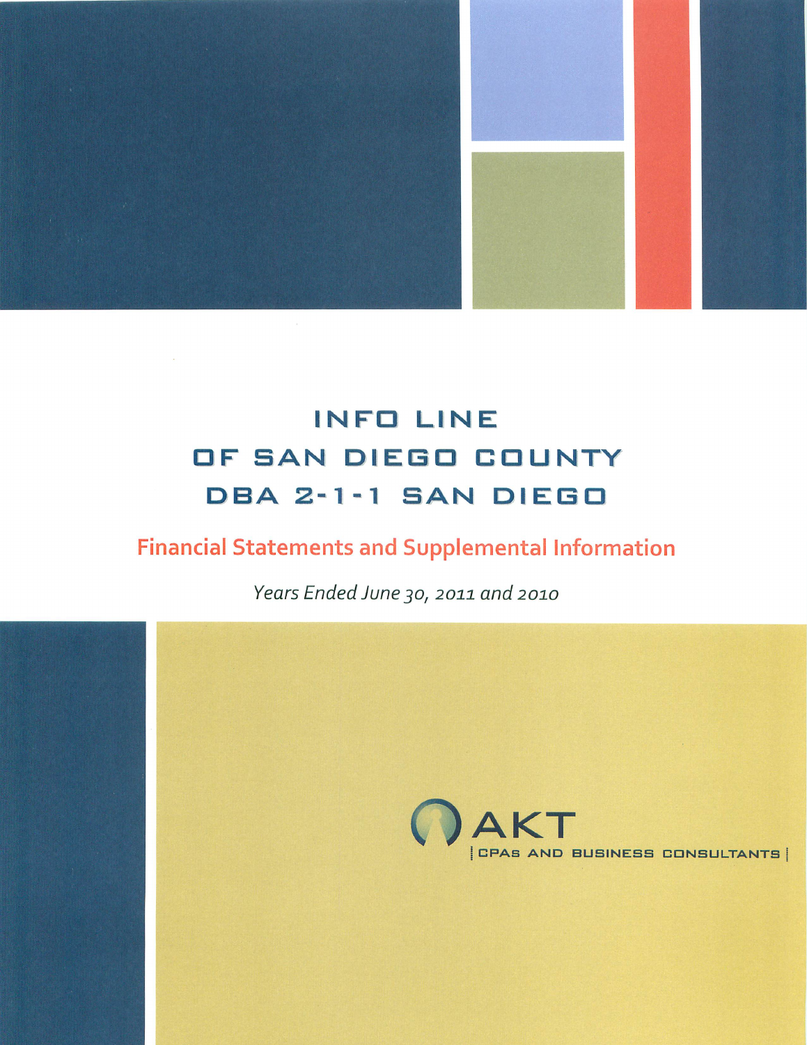# INFO LINE OF SAN DIEGO COUNTY DBA 2-1-1 SAN DIEGO

## Financial Statements and Supplemental Information

*Years Ended June 30, 2011 and 2010*

AKT

CPAs AND BUSINESS CONSULTANTS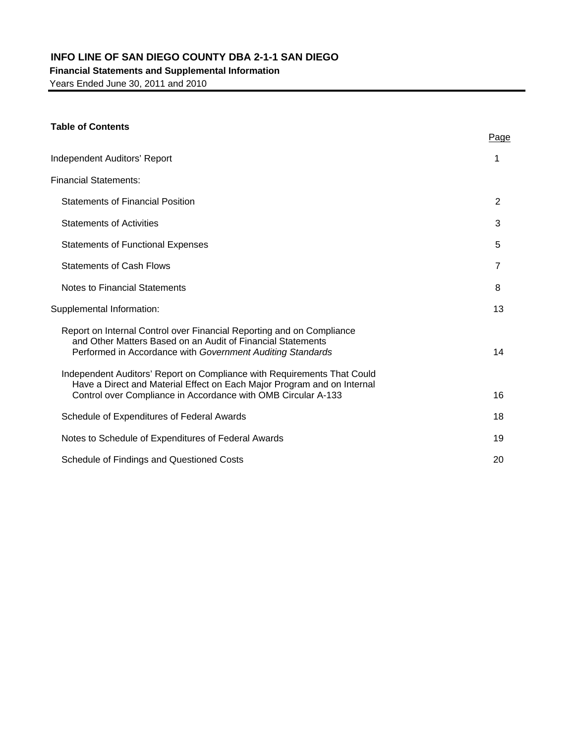# INFO LINE OF SAN DIEGO COUNTY DBA 2-1-1 SAN DIEGO

**Financial Statements and Supplemental Information**

Years Ended June 30, 2011 and 2010

**Table of Contents**

| | Page |
|---|---|
| Independent Auditors' Report | 1 |
| Financial Statements: | |
| Statements of Financial Position | 2 |
| Statements of Activities | 3 |
| Statements of Functional Expenses | 5 |
| Statements of Cash Flows | 7 |
| Notes to Financial Statements | 8 |
| Supplemental Information: | 13 |
| Report on Internal Control over Financial Reporting and on Compliance and Other Matters Based on an Audit of Financial Statements Performed in Accordance with *Government Auditing Standards* | 14 |
| Independent Auditors' Report on Compliance with Requirements That Could Have a Direct and Material Effect on Each Major Program and on Internal Control over Compliance in Accordance with OMB Circular A-133 | 16 |
| Schedule of Expenditures of Federal Awards | 18 |
| Notes to Schedule of Expenditures of Federal Awards | 19 |
| Schedule of Findings and Questioned Costs | 20 |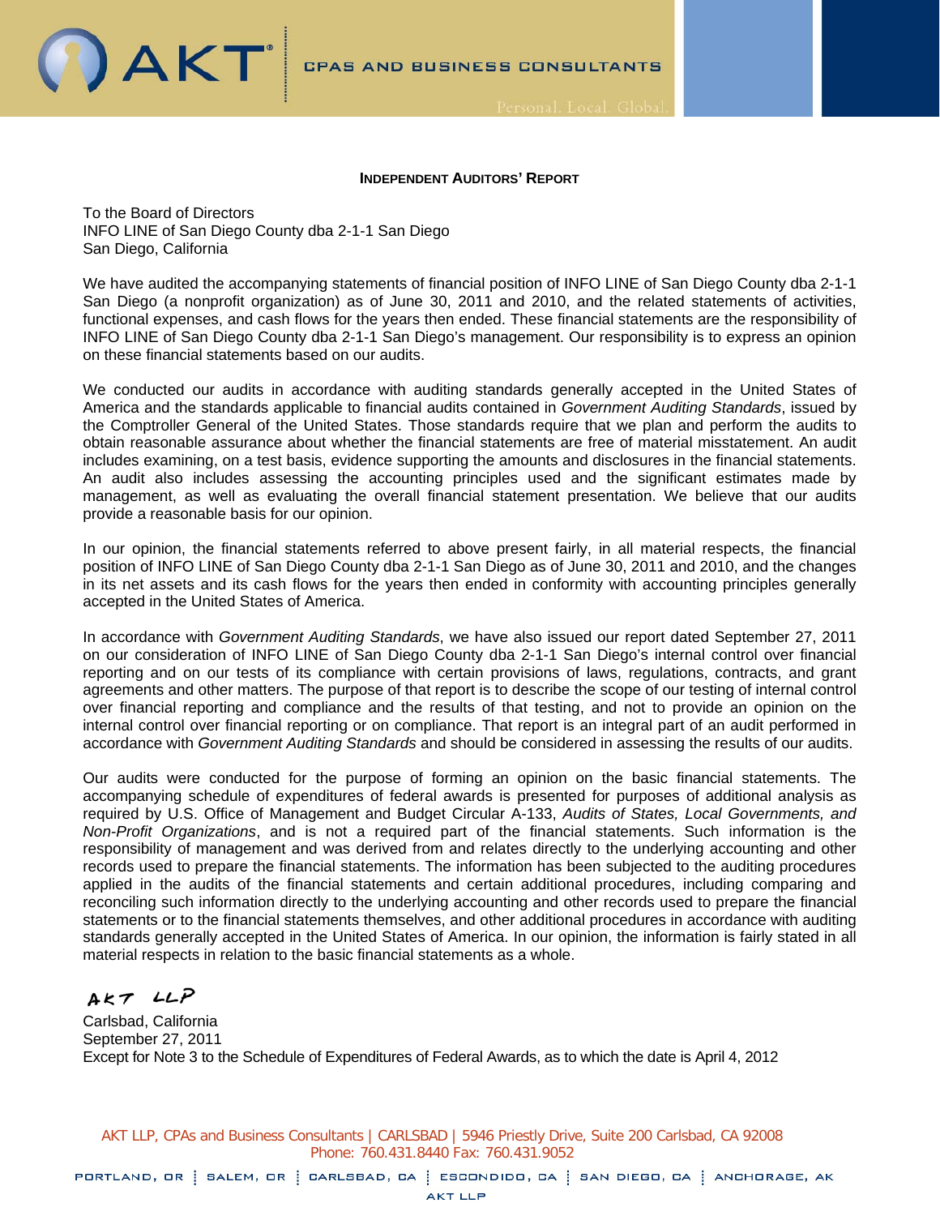#### INDEPENDENT AUDITORS' REPORT

To the Board of Directors
INFO LINE of San Diego County dba 2-1-1 San Diego
San Diego, California

We have audited the accompanying statements of financial position of INFO LINE of San Diego County dba 2-1-1 San Diego (a nonprofit organization) as of June 30, 2011 and 2010, and the related statements of activities, functional expenses, and cash flows for the years then ended. These financial statements are the responsibility of INFO LINE of San Diego County dba 2-1-1 San Diego's management. Our responsibility is to express an opinion on these financial statements based on our audits.

We conducted our audits in accordance with auditing standards generally accepted in the United States of America and the standards applicable to financial audits contained in *Government Auditing Standards*, issued by the Comptroller General of the United States. Those standards require that we plan and perform the audits to obtain reasonable assurance about whether the financial statements are free of material misstatement. An audit includes examining, on a test basis, evidence supporting the amounts and disclosures in the financial statements. An audit also includes assessing the accounting principles used and the significant estimates made by management, as well as evaluating the overall financial statement presentation. We believe that our audits provide a reasonable basis for our opinion.

In our opinion, the financial statements referred to above present fairly, in all material respects, the financial position of INFO LINE of San Diego County dba 2-1-1 San Diego as of June 30, 2011 and 2010, and the changes in its net assets and its cash flows for the years then ended in conformity with accounting principles generally accepted in the United States of America.

In accordance with *Government Auditing Standards*, we have also issued our report dated September 27, 2011 on our consideration of INFO LINE of San Diego County dba 2-1-1 San Diego's internal control over financial reporting and on our tests of its compliance with certain provisions of laws, regulations, contracts, and grant agreements and other matters. The purpose of that report is to describe the scope of our testing of internal control over financial reporting and compliance and the results of that testing, and not to provide an opinion on the internal control over financial reporting or on compliance. That report is an integral part of an audit performed in accordance with *Government Auditing Standards* and should be considered in assessing the results of our audits.

Our audits were conducted for the purpose of forming an opinion on the basic financial statements. The accompanying schedule of expenditures of federal awards is presented for purposes of additional analysis as required by U.S. Office of Management and Budget Circular A-133, *Audits of States, Local Governments, and Non-Profit Organizations*, and is not a required part of the financial statements. Such information is the responsibility of management and was derived from and relates directly to the underlying accounting and other records used to prepare the financial statements. The information has been subjected to the auditing procedures applied in the audits of the financial statements and certain additional procedures, including comparing and reconciling such information directly to the underlying accounting and other records used to prepare the financial statements or to the financial statements themselves, and other additional procedures in accordance with auditing standards generally accepted in the United States of America. In our opinion, the information is fairly stated in all material respects in relation to the basic financial statements as a whole.

AKT LLP

Carlsbad, California
September 27, 2011
Except for Note 3 to the Schedule of Expenditures of Federal Awards, as to which the date is April 4, 2012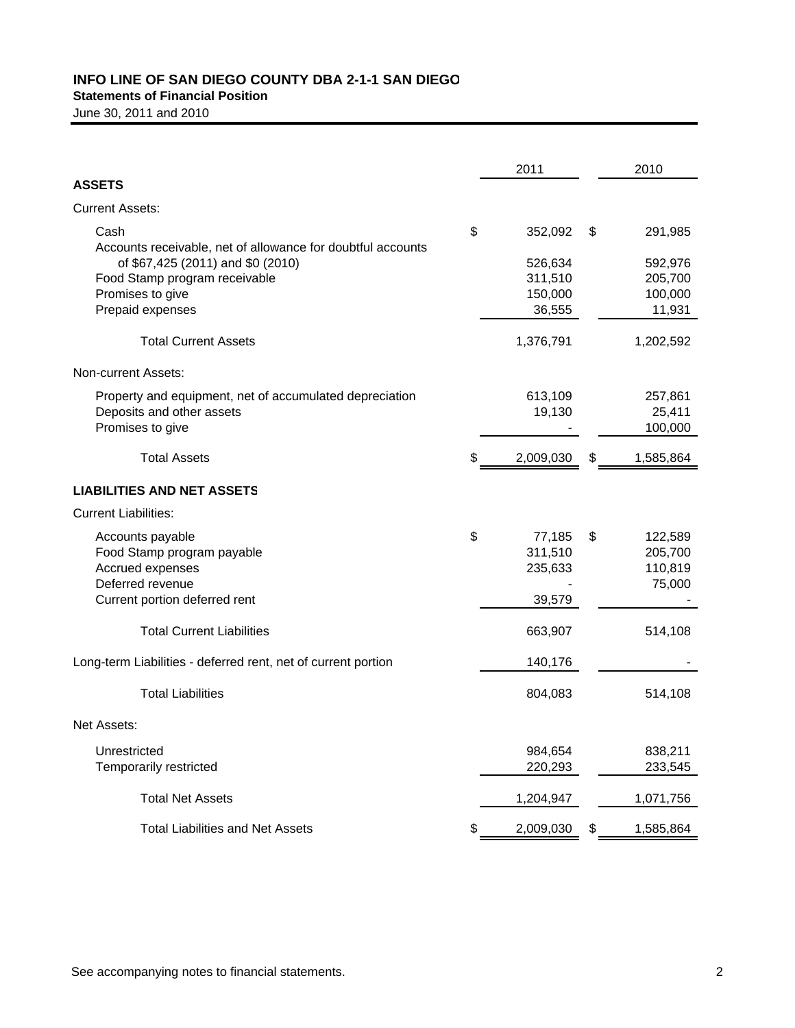# INFO LINE OF SAN DIEGO COUNTY DBA 2-1-1 SAN DIEGO

## Statements of Financial Position

June 30, 2011 and 2010

| | 2011 | 2010 |
|---|---|---|
| **ASSETS** | | |
| Current Assets: | | |
| Cash | $ 352,092 | $ 291,985 |
| Accounts receivable, net of allowance for doubtful accounts of $67,425 (2011) and $0 (2010) | 526,634 | 592,976 |
| Food Stamp program receivable | 311,510 | 205,700 |
| Promises to give | 150,000 | 100,000 |
| Prepaid expenses | 36,555 | 11,931 |
| Total Current Assets | 1,376,791 | 1,202,592 |
| Non-current Assets: | | |
| Property and equipment, net of accumulated depreciation | 613,109 | 257,861 |
| Deposits and other assets | 19,130 | 25,411 |
| Promises to give | - | 100,000 |
| Total Assets | $ 2,009,030 | $ 1,585,864 |
| **LIABILITIES AND NET ASSETS** | | |
| Current Liabilities: | | |
| Accounts payable | $ 77,185 | $ 122,589 |
| Food Stamp program payable | 311,510 | 205,700 |
| Accrued expenses | 235,633 | 110,819 |
| Deferred revenue | - | 75,000 |
| Current portion deferred rent | 39,579 | - |
| Total Current Liabilities | 663,907 | 514,108 |
| Long-term Liabilities - deferred rent, net of current portion | 140,176 | - |
| Total Liabilities | 804,083 | 514,108 |
| Net Assets: | | |
| Unrestricted | 984,654 | 838,211 |
| Temporarily restricted | 220,293 | 233,545 |
| Total Net Assets | 1,204,947 | 1,071,756 |
| Total Liabilities and Net Assets | $ 2,009,030 | $ 1,585,864 |

See accompanying notes to financial statements.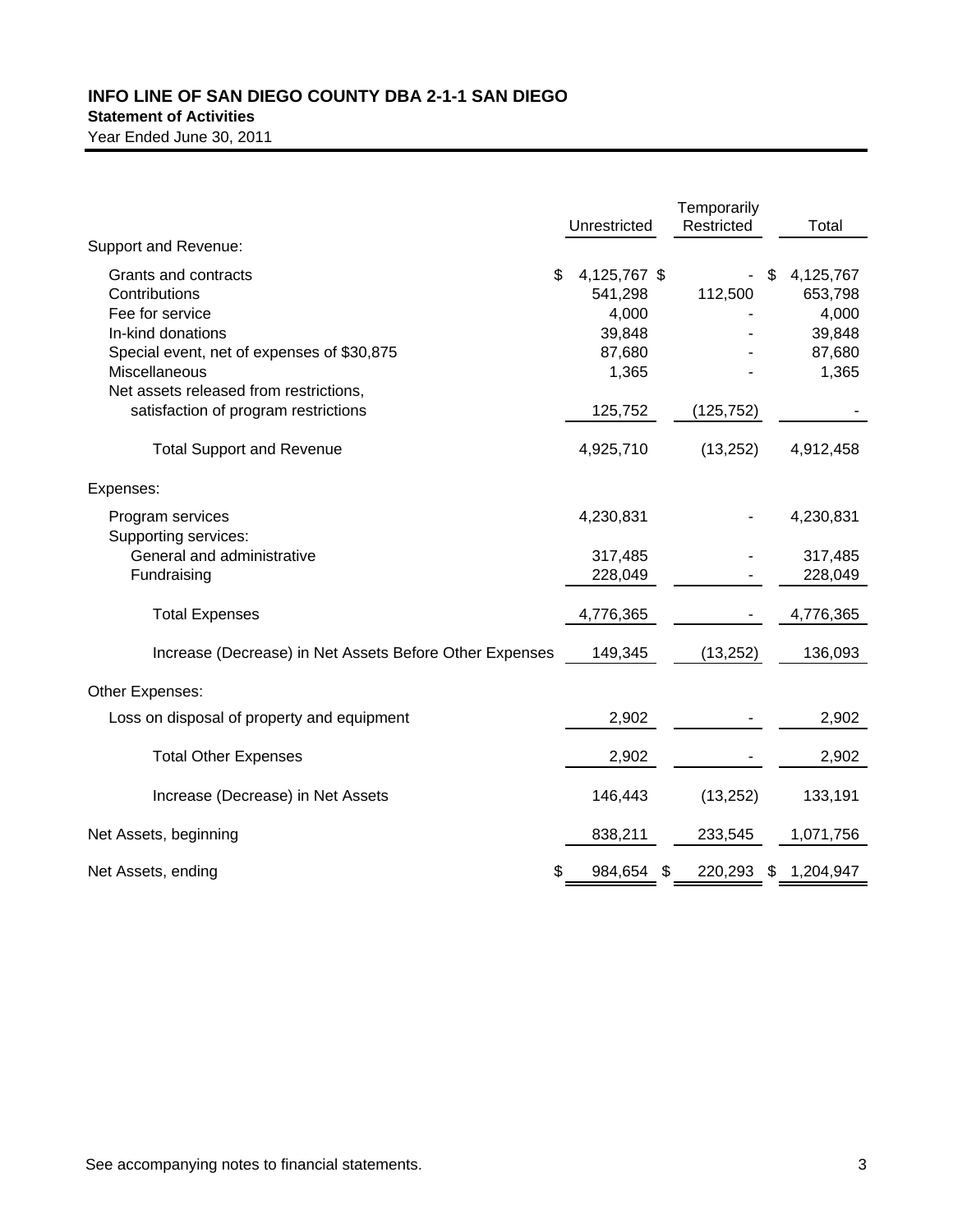# INFO LINE OF SAN DIEGO COUNTY DBA 2-1-1 SAN DIEGO

## Statement of Activities

Year Ended June 30, 2011

| | Unrestricted | Temporarily Restricted | Total |
|---|---|---|---|
| **Support and Revenue:** | | | |
| Grants and contracts | $ 4,125,767 | $ - | $ 4,125,767 |
| Contributions | 541,298 | 112,500 | 653,798 |
| Fee for service | 4,000 | - | 4,000 |
| In-kind donations | 39,848 | - | 39,848 |
| Special event, net of expenses of $30,875 | 87,680 | - | 87,680 |
| Miscellaneous | 1,365 | - | 1,365 |
| Net assets released from restrictions, satisfaction of program restrictions | 125,752 | (125,752) | - |
| Total Support and Revenue | 4,925,710 | (13,252) | 4,912,458 |
| **Expenses:** | | | |
| Program services | 4,230,831 | - | 4,230,831 |
| Supporting services: | | | |
| General and administrative | 317,485 | - | 317,485 |
| Fundraising | 228,049 | - | 228,049 |
| Total Expenses | 4,776,365 | - | 4,776,365 |
| Increase (Decrease) in Net Assets Before Other Expenses | 149,345 | (13,252) | 136,093 |
| **Other Expenses:** | | | |
| Loss on disposal of property and equipment | 2,902 | - | 2,902 |
| Total Other Expenses | 2,902 | - | 2,902 |
| Increase (Decrease) in Net Assets | 146,443 | (13,252) | 133,191 |
| Net Assets, beginning | 838,211 | 233,545 | 1,071,756 |
| Net Assets, ending | $ 984,654 | $ 220,293 | $ 1,204,947 |

See accompanying notes to financial statements.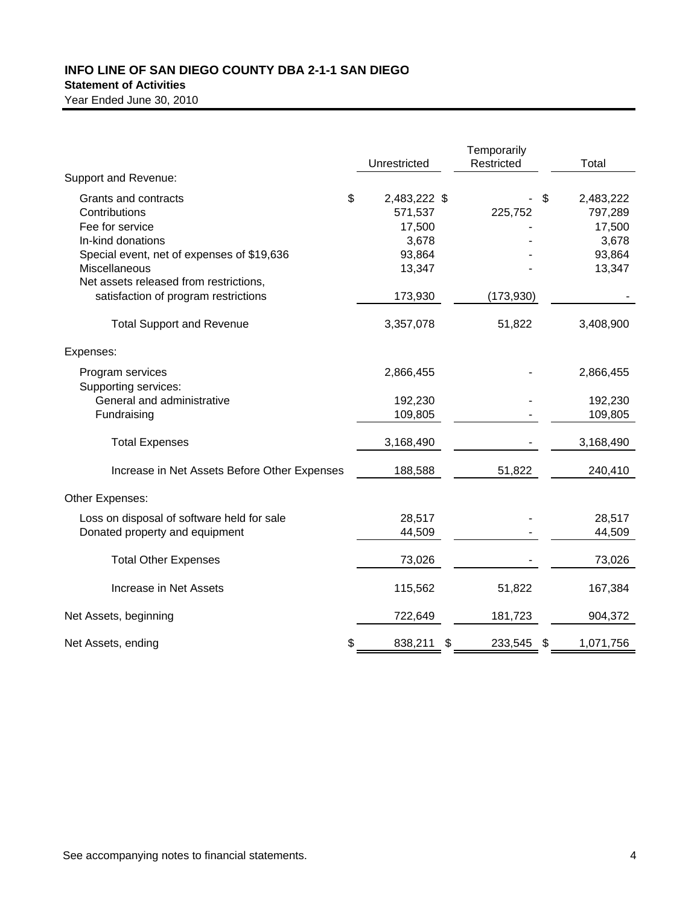# INFO LINE OF SAN DIEGO COUNTY DBA 2-1-1 SAN DIEGO

## Statement of Activities

Year Ended June 30, 2010

| | Unrestricted | Temporarily Restricted | Total |
|---|---|---|---|
| **Support and Revenue:** | | | |
| Grants and contracts | $ 2,483,222 | $ - | $ 2,483,222 |
| Contributions | 571,537 | 225,752 | 797,289 |
| Fee for service | 17,500 | - | 17,500 |
| In-kind donations | 3,678 | - | 3,678 |
| Special event, net of expenses of $19,636 | 93,864 | - | 93,864 |
| Miscellaneous | 13,347 | - | 13,347 |
| Net assets released from restrictions, satisfaction of program restrictions | 173,930 | (173,930) | - |
| Total Support and Revenue | 3,357,078 | 51,822 | 3,408,900 |
| **Expenses:** | | | |
| Program services | 2,866,455 | - | 2,866,455 |
| Supporting services: | | | |
| General and administrative | 192,230 | - | 192,230 |
| Fundraising | 109,805 | - | 109,805 |
| Total Expenses | 3,168,490 | - | 3,168,490 |
| Increase in Net Assets Before Other Expenses | 188,588 | 51,822 | 240,410 |
| **Other Expenses:** | | | |
| Loss on disposal of software held for sale | 28,517 | - | 28,517 |
| Donated property and equipment | 44,509 | - | 44,509 |
| Total Other Expenses | 73,026 | - | 73,026 |
| Increase in Net Assets | 115,562 | 51,822 | 167,384 |
| Net Assets, beginning | 722,649 | 181,723 | 904,372 |
| Net Assets, ending | $ 838,211 | $ 233,545 | $ 1,071,756 |

See accompanying notes to financial statements.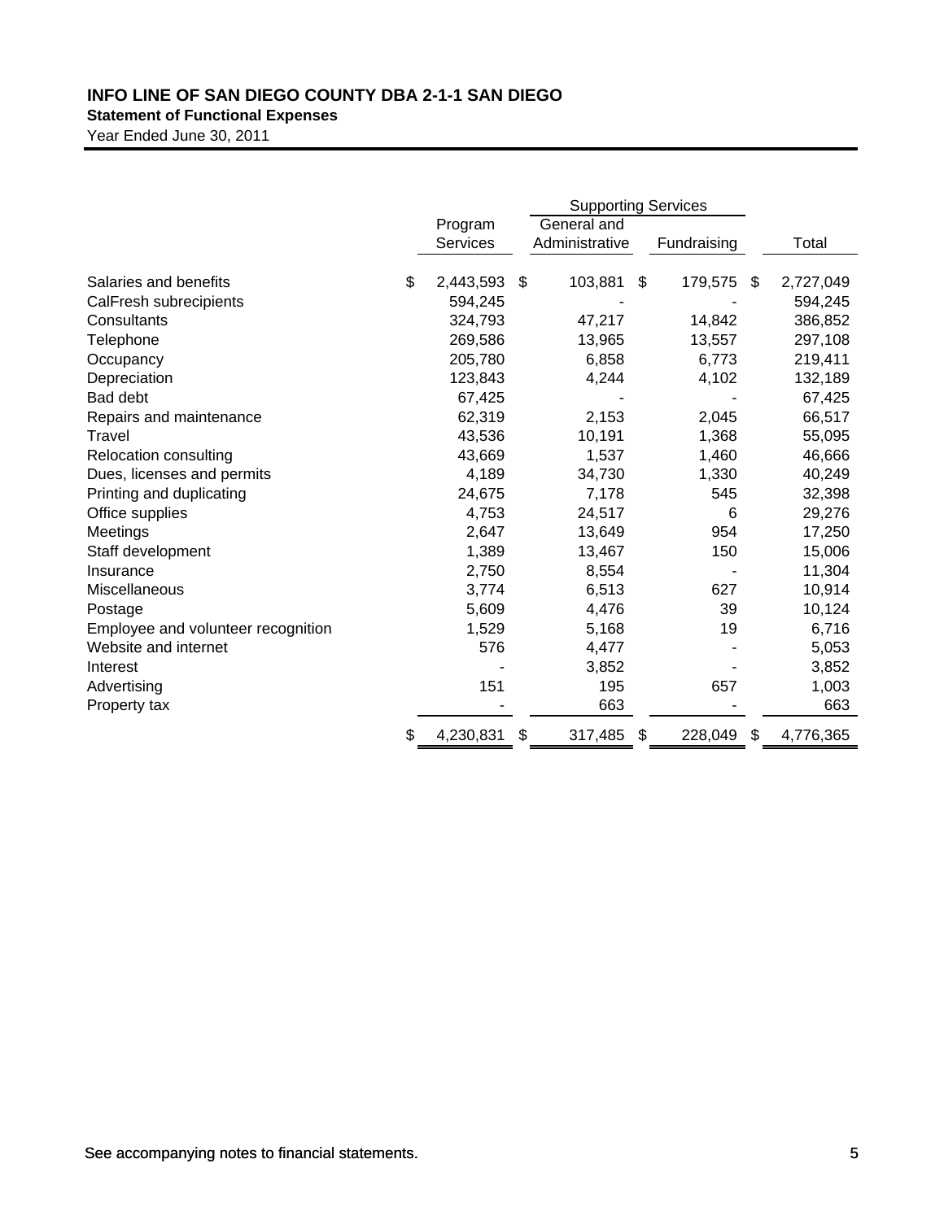**INFO LINE OF SAN DIEGO COUNTY DBA 2-1-1 SAN DIEGO**

**Statement of Functional Expenses**

Year Ended June 30, 2011

| | | Supporting Services | | |
|---|---|---|---|---|
| | Program Services | General and Administrative | Fundraising | Total |
| Salaries and benefits | $ 2,443,593 | $ 103,881 | $ 179,575 | $ 2,727,049 |
| CalFresh subrecipients | 594,245 | - | - | 594,245 |
| Consultants | 324,793 | 47,217 | 14,842 | 386,852 |
| Telephone | 269,586 | 13,965 | 13,557 | 297,108 |
| Occupancy | 205,780 | 6,858 | 6,773 | 219,411 |
| Depreciation | 123,843 | 4,244 | 4,102 | 132,189 |
| Bad debt | 67,425 | - | - | 67,425 |
| Repairs and maintenance | 62,319 | 2,153 | 2,045 | 66,517 |
| Travel | 43,536 | 10,191 | 1,368 | 55,095 |
| Relocation consulting | 43,669 | 1,537 | 1,460 | 46,666 |
| Dues, licenses and permits | 4,189 | 34,730 | 1,330 | 40,249 |
| Printing and duplicating | 24,675 | 7,178 | 545 | 32,398 |
| Office supplies | 4,753 | 24,517 | 6 | 29,276 |
| Meetings | 2,647 | 13,649 | 954 | 17,250 |
| Staff development | 1,389 | 13,467 | 150 | 15,006 |
| Insurance | 2,750 | 8,554 | - | 11,304 |
| Miscellaneous | 3,774 | 6,513 | 627 | 10,914 |
| Postage | 5,609 | 4,476 | 39 | 10,124 |
| Employee and volunteer recognition | 1,529 | 5,168 | 19 | 6,716 |
| Website and internet | 576 | 4,477 | - | 5,053 |
| Interest | - | 3,852 | - | 3,852 |
| Advertising | 151 | 195 | 657 | 1,003 |
| Property tax | - | 663 | - | 663 |
| | $ 4,230,831 | $ 317,485 | $ 228,049 | $ 4,776,365 |

See accompanying notes to financial statements.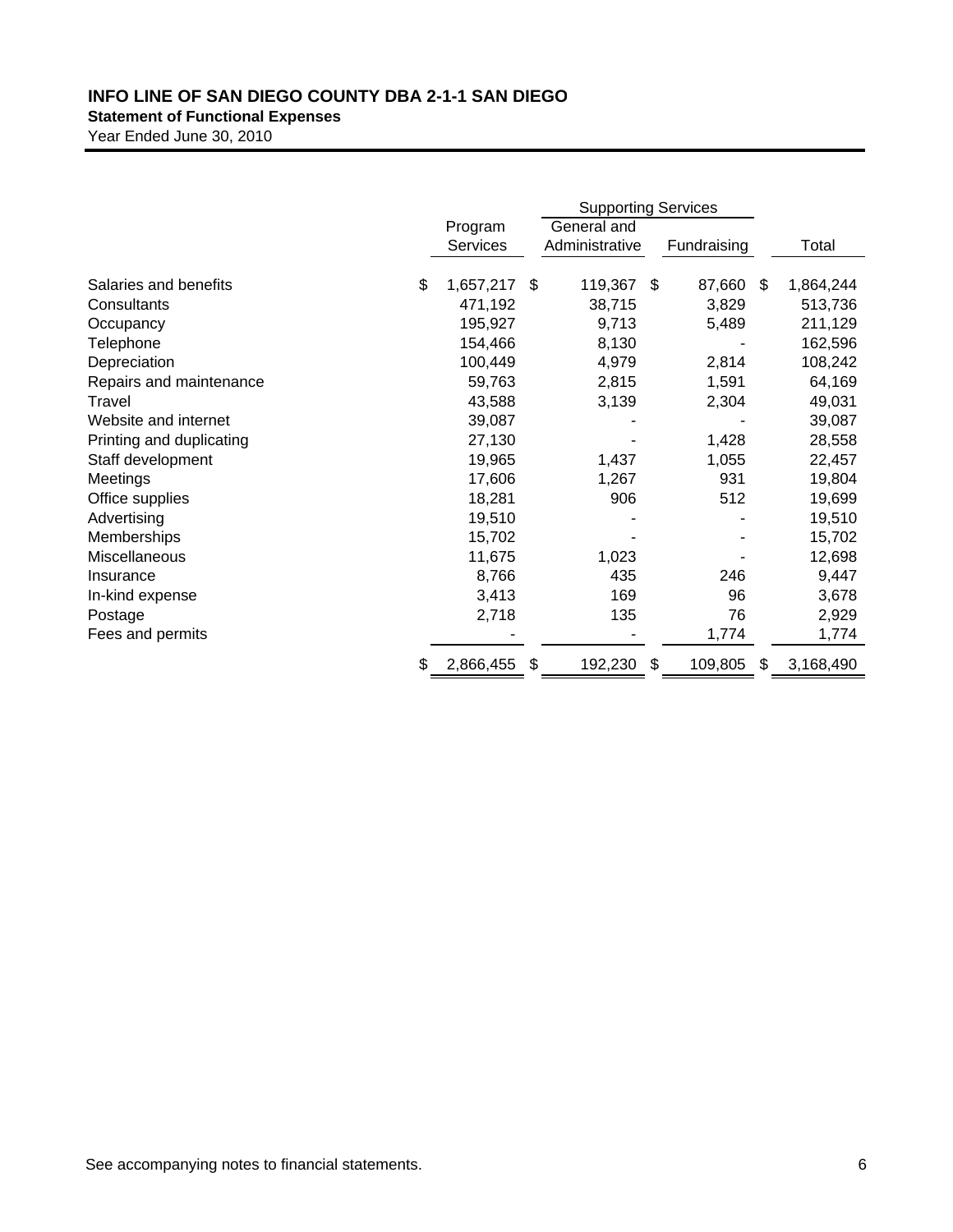# INFO LINE OF SAN DIEGO COUNTY DBA 2-1-1 SAN DIEGO

**Statement of Functional Expenses**

Year Ended June 30, 2010

| | Program Services | Supporting Services | | Total |
|---|---|---|---|---|
| | | General and Administrative | Fundraising | |
| Salaries and benefits | $ 1,657,217 | $ 119,367 | $ 87,660 | $ 1,864,244 |
| Consultants | 471,192 | 38,715 | 3,829 | 513,736 |
| Occupancy | 195,927 | 9,713 | 5,489 | 211,129 |
| Telephone | 154,466 | 8,130 | - | 162,596 |
| Depreciation | 100,449 | 4,979 | 2,814 | 108,242 |
| Repairs and maintenance | 59,763 | 2,815 | 1,591 | 64,169 |
| Travel | 43,588 | 3,139 | 2,304 | 49,031 |
| Website and internet | 39,087 | - | - | 39,087 |
| Printing and duplicating | 27,130 | - | 1,428 | 28,558 |
| Staff development | 19,965 | 1,437 | 1,055 | 22,457 |
| Meetings | 17,606 | 1,267 | 931 | 19,804 |
| Office supplies | 18,281 | 906 | 512 | 19,699 |
| Advertising | 19,510 | - | - | 19,510 |
| Memberships | 15,702 | - | - | 15,702 |
| Miscellaneous | 11,675 | 1,023 | - | 12,698 |
| Insurance | 8,766 | 435 | 246 | 9,447 |
| In-kind expense | 3,413 | 169 | 96 | 3,678 |
| Postage | 2,718 | 135 | 76 | 2,929 |
| Fees and permits | - | - | 1,774 | 1,774 |
| | $ 2,866,455 | $ 192,230 | $ 109,805 | $ 3,168,490 |

See accompanying notes to financial statements.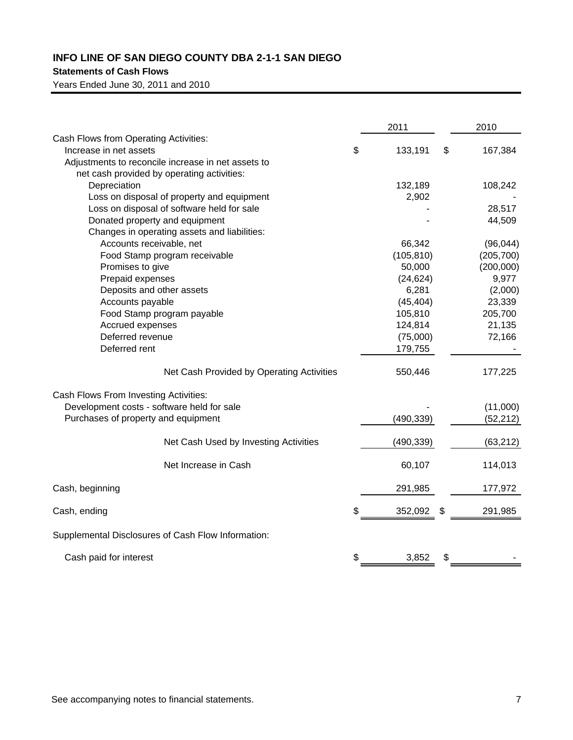# INFO LINE OF SAN DIEGO COUNTY DBA 2-1-1 SAN DIEGO

**Statements of Cash Flows**

Years Ended June 30, 2011 and 2010

| | 2011 | 2010 |
|---|---|---|
| Cash Flows from Operating Activities: | | |
| Increase in net assets | $ 133,191 | $ 167,384 |
| Adjustments to reconcile increase in net assets to net cash provided by operating activities: | | |
| Depreciation | 132,189 | 108,242 |
| Loss on disposal of property and equipment | 2,902 | - |
| Loss on disposal of software held for sale | - | 28,517 |
| Donated property and equipment | - | 44,509 |
| Changes in operating assets and liabilities: | | |
| Accounts receivable, net | 66,342 | (96,044) |
| Food Stamp program receivable | (105,810) | (205,700) |
| Promises to give | 50,000 | (200,000) |
| Prepaid expenses | (24,624) | 9,977 |
| Deposits and other assets | 6,281 | (2,000) |
| Accounts payable | (45,404) | 23,339 |
| Food Stamp program payable | 105,810 | 205,700 |
| Accrued expenses | 124,814 | 21,135 |
| Deferred revenue | (75,000) | 72,166 |
| Deferred rent | 179,755 | - |
| Net Cash Provided by Operating Activities | 550,446 | 177,225 |
| Cash Flows From Investing Activities: | | |
| Development costs - software held for sale | - | (11,000) |
| Purchases of property and equipment | (490,339) | (52,212) |
| Net Cash Used by Investing Activities | (490,339) | (63,212) |
| Net Increase in Cash | 60,107 | 114,013 |
| Cash, beginning | 291,985 | 177,972 |
| Cash, ending | $ 352,092 | $ 291,985 |
| Supplemental Disclosures of Cash Flow Information: | | |
| Cash paid for interest | $ 3,852 | $ - |

See accompanying notes to financial statements.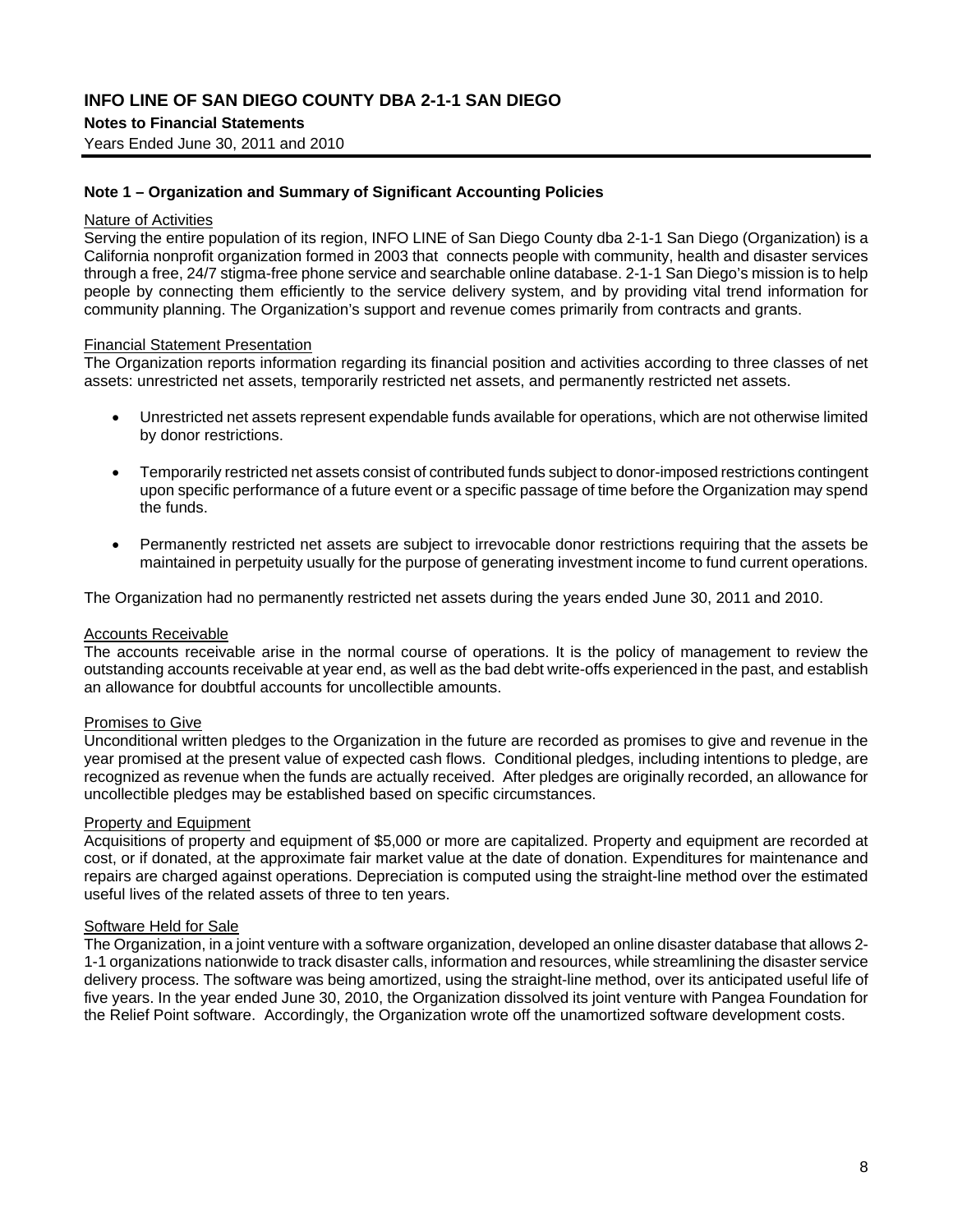**INFO LINE OF SAN DIEGO COUNTY DBA 2-1-1 SAN DIEGO**

**Notes to Financial Statements**

Years Ended June 30, 2011 and 2010

**Note 1 – Organization and Summary of Significant Accounting Policies**

Nature of Activities

Serving the entire population of its region, INFO LINE of San Diego County dba 2-1-1 San Diego (Organization) is a California nonprofit organization formed in 2003 that connects people with community, health and disaster services through a free, 24/7 stigma-free phone service and searchable online database. 2-1-1 San Diego's mission is to help people by connecting them efficiently to the service delivery system, and by providing vital trend information for community planning. The Organization's support and revenue comes primarily from contracts and grants.

Financial Statement Presentation

The Organization reports information regarding its financial position and activities according to three classes of net assets: unrestricted net assets, temporarily restricted net assets, and permanently restricted net assets.

- Unrestricted net assets represent expendable funds available for operations, which are not otherwise limited by donor restrictions.
- Temporarily restricted net assets consist of contributed funds subject to donor-imposed restrictions contingent upon specific performance of a future event or a specific passage of time before the Organization may spend the funds.
- Permanently restricted net assets are subject to irrevocable donor restrictions requiring that the assets be maintained in perpetuity usually for the purpose of generating investment income to fund current operations.

The Organization had no permanently restricted net assets during the years ended June 30, 2011 and 2010.

Accounts Receivable

The accounts receivable arise in the normal course of operations. It is the policy of management to review the outstanding accounts receivable at year end, as well as the bad debt write-offs experienced in the past, and establish an allowance for doubtful accounts for uncollectible amounts.

Promises to Give

Unconditional written pledges to the Organization in the future are recorded as promises to give and revenue in the year promised at the present value of expected cash flows. Conditional pledges, including intentions to pledge, are recognized as revenue when the funds are actually received. After pledges are originally recorded, an allowance for uncollectible pledges may be established based on specific circumstances.

Property and Equipment

Acquisitions of property and equipment of $5,000 or more are capitalized. Property and equipment are recorded at cost, or if donated, at the approximate fair market value at the date of donation. Expenditures for maintenance and repairs are charged against operations. Depreciation is computed using the straight-line method over the estimated useful lives of the related assets of three to ten years.

Software Held for Sale

The Organization, in a joint venture with a software organization, developed an online disaster database that allows 2-1-1 organizations nationwide to track disaster calls, information and resources, while streamlining the disaster service delivery process. The software was being amortized, using the straight-line method, over its anticipated useful life of five years. In the year ended June 30, 2010, the Organization dissolved its joint venture with Pangea Foundation for the Relief Point software. Accordingly, the Organization wrote off the unamortized software development costs.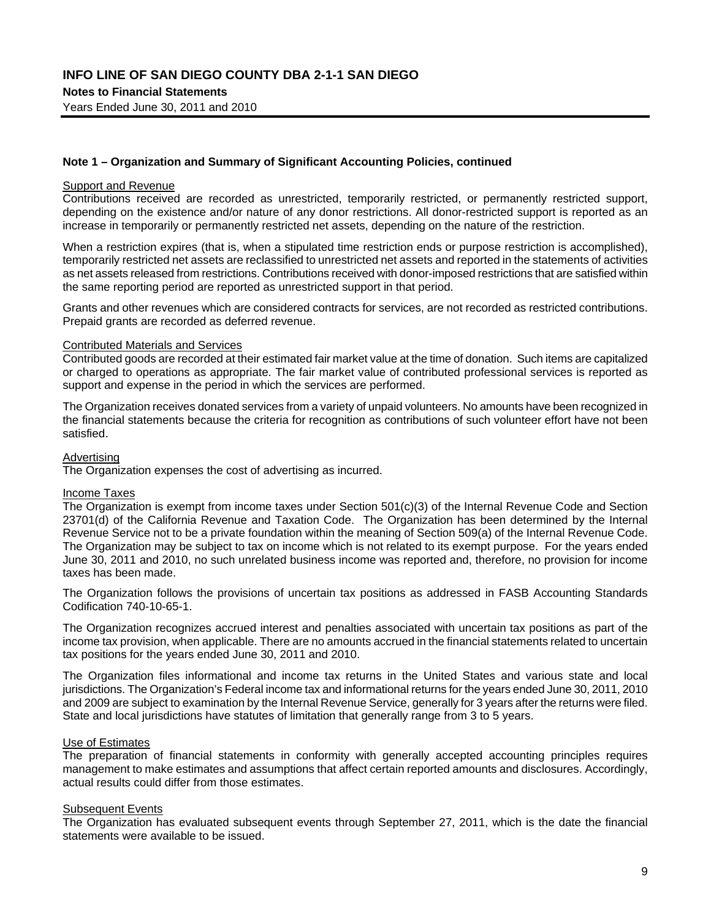## Note 1 – Organization and Summary of Significant Accounting Policies, continued

### Support and Revenue

Contributions received are recorded as unrestricted, temporarily restricted, or permanently restricted support, depending on the existence and/or nature of any donor restrictions. All donor-restricted support is reported as an increase in temporarily or permanently restricted net assets, depending on the nature of the restriction.

When a restriction expires (that is, when a stipulated time restriction ends or purpose restriction is accomplished), temporarily restricted net assets are reclassified to unrestricted net assets and reported in the statements of activities as net assets released from restrictions. Contributions received with donor-imposed restrictions that are satisfied within the same reporting period are reported as unrestricted support in that period.

Grants and other revenues which are considered contracts for services, are not recorded as restricted contributions. Prepaid grants are recorded as deferred revenue.

### Contributed Materials and Services

Contributed goods are recorded at their estimated fair market value at the time of donation. Such items are capitalized or charged to operations as appropriate. The fair market value of contributed professional services is reported as support and expense in the period in which the services are performed.

The Organization receives donated services from a variety of unpaid volunteers. No amounts have been recognized in the financial statements because the criteria for recognition as contributions of such volunteer effort have not been satisfied.

### Advertising

The Organization expenses the cost of advertising as incurred.

### Income Taxes

The Organization is exempt from income taxes under Section 501(c)(3) of the Internal Revenue Code and Section 23701(d) of the California Revenue and Taxation Code. The Organization has been determined by the Internal Revenue Service not to be a private foundation within the meaning of Section 509(a) of the Internal Revenue Code. The Organization may be subject to tax on income which is not related to its exempt purpose. For the years ended June 30, 2011 and 2010, no such unrelated business income was reported and, therefore, no provision for income taxes has been made.

The Organization follows the provisions of uncertain tax positions as addressed in FASB Accounting Standards Codification 740-10-65-1.

The Organization recognizes accrued interest and penalties associated with uncertain tax positions as part of the income tax provision, when applicable. There are no amounts accrued in the financial statements related to uncertain tax positions for the years ended June 30, 2011 and 2010.

The Organization files informational and income tax returns in the United States and various state and local jurisdictions. The Organization's Federal income tax and informational returns for the years ended June 30, 2011, 2010 and 2009 are subject to examination by the Internal Revenue Service, generally for 3 years after the returns were filed. State and local jurisdictions have statutes of limitation that generally range from 3 to 5 years.

### Use of Estimates

The preparation of financial statements in conformity with generally accepted accounting principles requires management to make estimates and assumptions that affect certain reported amounts and disclosures. Accordingly, actual results could differ from those estimates.

### Subsequent Events

The Organization has evaluated subsequent events through September 27, 2011, which is the date the financial statements were available to be issued.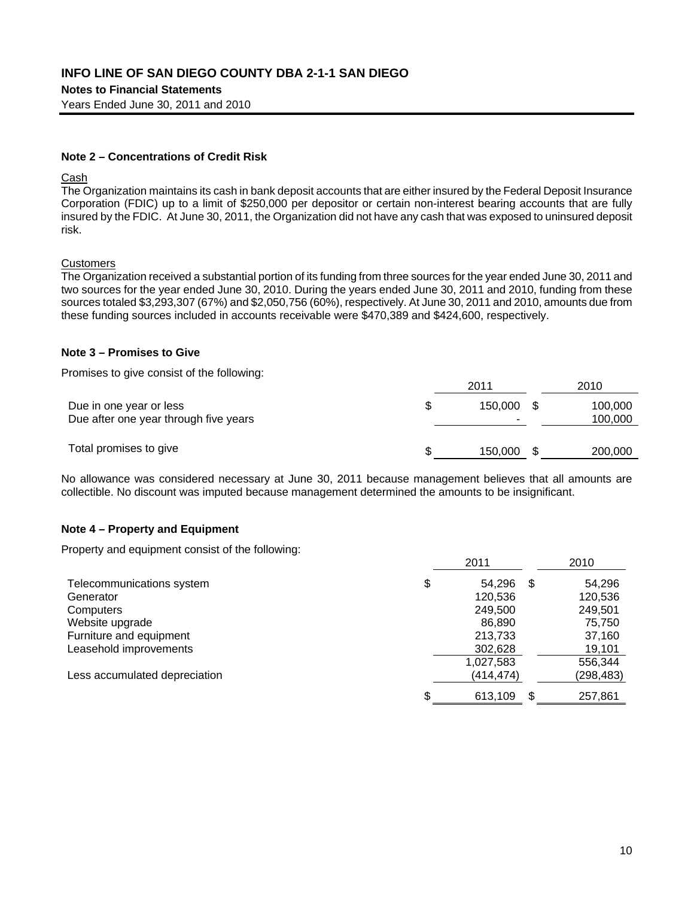## Note 2 – Concentrations of Credit Risk

Cash

The Organization maintains its cash in bank deposit accounts that are either insured by the Federal Deposit Insurance Corporation (FDIC) up to a limit of $250,000 per depositor or certain non-interest bearing accounts that are fully insured by the FDIC. At June 30, 2011, the Organization did not have any cash that was exposed to uninsured deposit risk.

Customers

The Organization received a substantial portion of its funding from three sources for the year ended June 30, 2011 and two sources for the year ended June 30, 2010. During the years ended June 30, 2011 and 2010, funding from these sources totaled $3,293,307 (67%) and $2,050,756 (60%), respectively. At June 30, 2011 and 2010, amounts due from these funding sources included in accounts receivable were $470,389 and $424,600, respectively.

## Note 3 – Promises to Give

Promises to give consist of the following:

| | 2011 | 2010 |
|---|---|---|
| Due in one year or less | $ 150,000 | $ 100,000 |
| Due after one year through five years | - | 100,000 |
| Total promises to give | $ 150,000 | $ 200,000 |

No allowance was considered necessary at June 30, 2011 because management believes that all amounts are collectible. No discount was imputed because management determined the amounts to be insignificant.

## Note 4 – Property and Equipment

Property and equipment consist of the following:

| | 2011 | 2010 |
|---|---|---|
| Telecommunications system | $ 54,296 | $ 54,296 |
| Generator | 120,536 | 120,536 |
| Computers | 249,500 | 249,501 |
| Website upgrade | 86,890 | 75,750 |
| Furniture and equipment | 213,733 | 37,160 |
| Leasehold improvements | 302,628 | 19,101 |
| | 1,027,583 | 556,344 |
| Less accumulated depreciation | (414,474) | (298,483) |
| | $ 613,109 | $ 257,861 |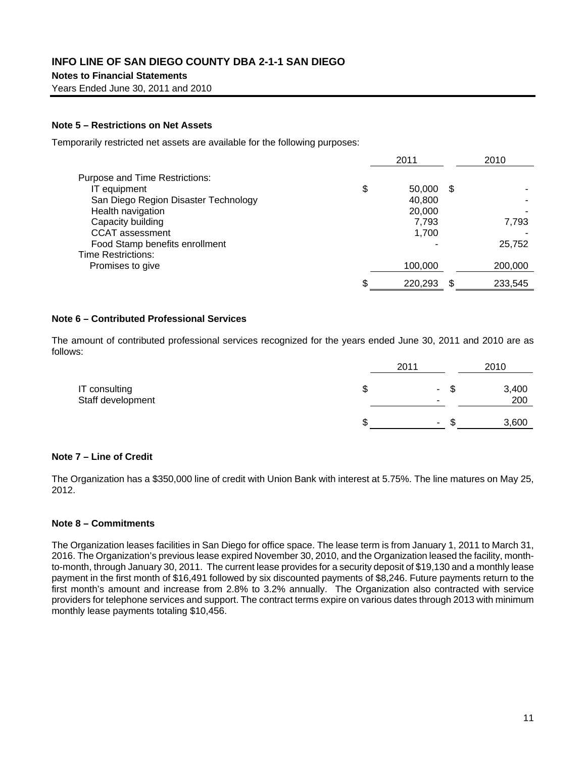# INFO LINE OF SAN DIEGO COUNTY DBA 2-1-1 SAN DIEGO

**Notes to Financial Statements**

Years Ended June 30, 2011 and 2010

### Note 5 – Restrictions on Net Assets

Temporarily restricted net assets are available for the following purposes:

| | 2011 | 2010 |
|---|---|---|
| Purpose and Time Restrictions: | | |
| IT equipment | $ 50,000 | $ - |
| San Diego Region Disaster Technology | 40,800 | - |
| Health navigation | 20,000 | - |
| Capacity building | 7,793 | 7,793 |
| CCAT assessment | 1,700 | - |
| Food Stamp benefits enrollment | - | 25,752 |
| Time Restrictions: | | |
| Promises to give | 100,000 | 200,000 |
| | $ 220,293 | $ 233,545 |

### Note 6 – Contributed Professional Services

The amount of contributed professional services recognized for the years ended June 30, 2011 and 2010 are as follows:

| | 2011 | 2010 |
|---|---|---|
| IT consulting | $ - | $ 3,400 |
| Staff development | - | 200 |
| | $ - | $ 3,600 |

### Note 7 – Line of Credit

The Organization has a $350,000 line of credit with Union Bank with interest at 5.75%. The line matures on May 25, 2012.

### Note 8 – Commitments

The Organization leases facilities in San Diego for office space. The lease term is from January 1, 2011 to March 31, 2016. The Organization's previous lease expired November 30, 2010, and the Organization leased the facility, month-to-month, through January 30, 2011. The current lease provides for a security deposit of $19,130 and a monthly lease payment in the first month of $16,491 followed by six discounted payments of $8,246. Future payments return to the first month's amount and increase from 2.8% to 3.2% annually. The Organization also contracted with service providers for telephone services and support. The contract terms expire on various dates through 2013 with minimum monthly lease payments totaling $10,456.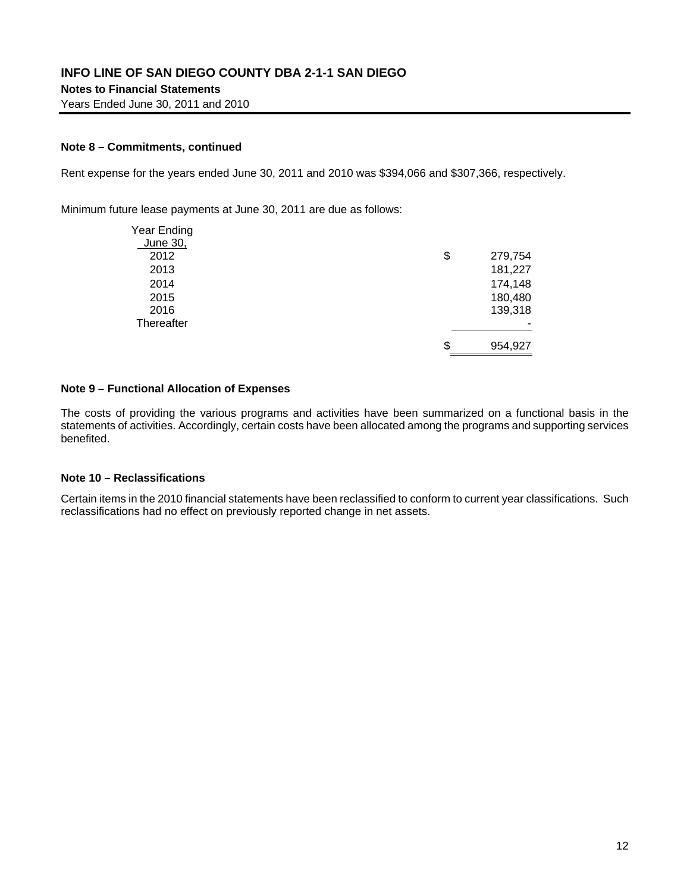**Note 8 – Commitments, continued**

Rent expense for the years ended June 30, 2011 and 2010 was $394,066 and $307,366, respectively.

Minimum future lease payments at June 30, 2011 are due as follows:

| Year Ending June 30, | |
|---|---|
| 2012 | $ 279,754 |
| 2013 | 181,227 |
| 2014 | 174,148 |
| 2015 | 180,480 |
| 2016 | 139,318 |
| Thereafter | - |
| | $ 954,927 |

**Note 9 – Functional Allocation of Expenses**

The costs of providing the various programs and activities have been summarized on a functional basis in the statements of activities. Accordingly, certain costs have been allocated among the programs and supporting services benefited.

**Note 10 – Reclassifications**

Certain items in the 2010 financial statements have been reclassified to conform to current year classifications. Such reclassifications had no effect on previously reported change in net assets.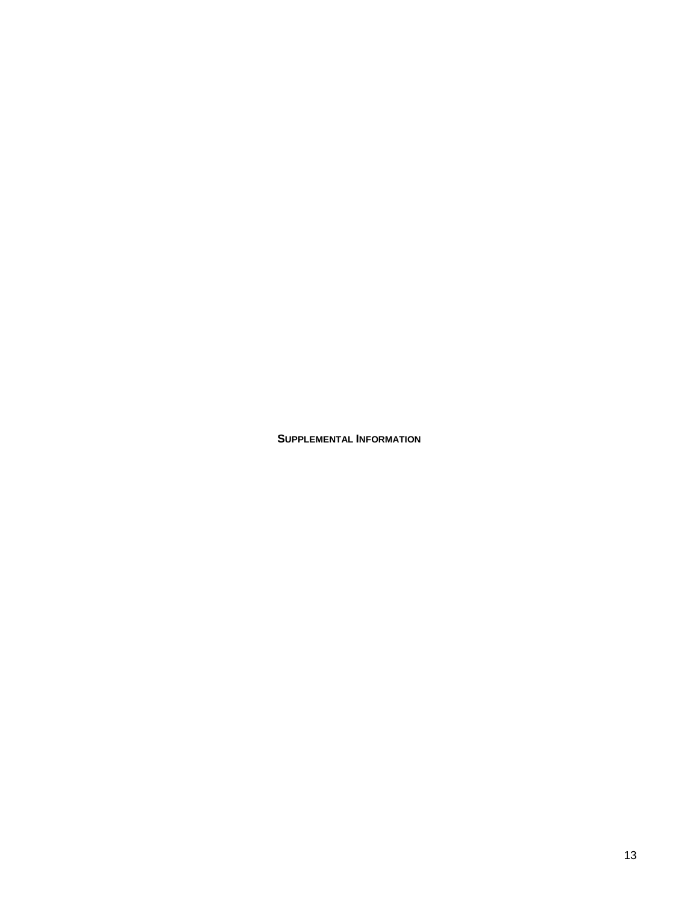# SUPPLEMENTAL INFORMATION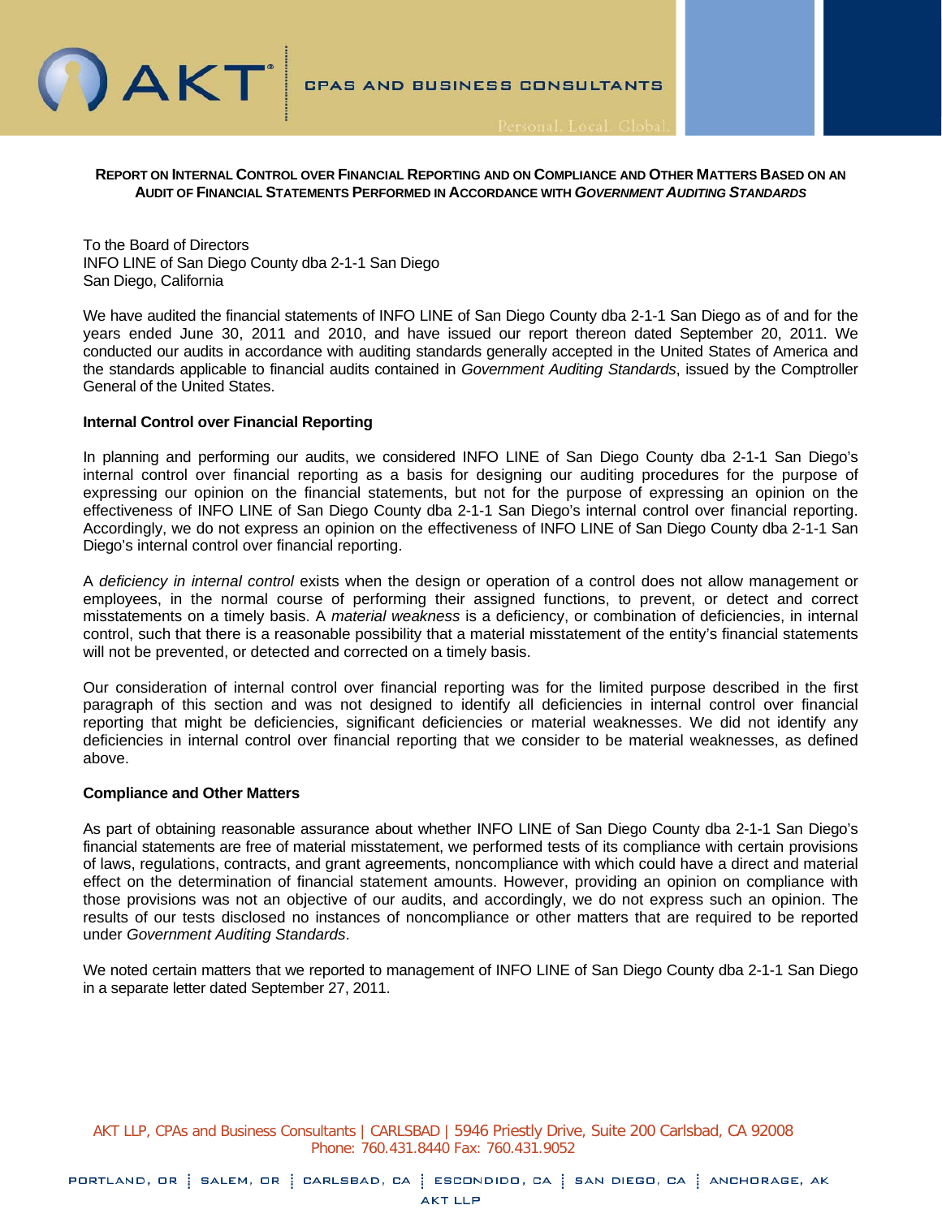**REPORT ON INTERNAL CONTROL OVER FINANCIAL REPORTING AND ON COMPLIANCE AND OTHER MATTERS BASED ON AN AUDIT OF FINANCIAL STATEMENTS PERFORMED IN ACCORDANCE WITH *GOVERNMENT AUDITING STANDARDS***

To the Board of Directors
INFO LINE of San Diego County dba 2-1-1 San Diego
San Diego, California

We have audited the financial statements of INFO LINE of San Diego County dba 2-1-1 San Diego as of and for the years ended June 30, 2011 and 2010, and have issued our report thereon dated September 20, 2011. We conducted our audits in accordance with auditing standards generally accepted in the United States of America and the standards applicable to financial audits contained in *Government Auditing Standards*, issued by the Comptroller General of the United States.

**Internal Control over Financial Reporting**

In planning and performing our audits, we considered INFO LINE of San Diego County dba 2-1-1 San Diego's internal control over financial reporting as a basis for designing our auditing procedures for the purpose of expressing our opinion on the financial statements, but not for the purpose of expressing an opinion on the effectiveness of INFO LINE of San Diego County dba 2-1-1 San Diego's internal control over financial reporting. Accordingly, we do not express an opinion on the effectiveness of INFO LINE of San Diego County dba 2-1-1 San Diego's internal control over financial reporting.

A *deficiency in internal control* exists when the design or operation of a control does not allow management or employees, in the normal course of performing their assigned functions, to prevent, or detect and correct misstatements on a timely basis. A *material weakness* is a deficiency, or combination of deficiencies, in internal control, such that there is a reasonable possibility that a material misstatement of the entity's financial statements will not be prevented, or detected and corrected on a timely basis.

Our consideration of internal control over financial reporting was for the limited purpose described in the first paragraph of this section and was not designed to identify all deficiencies in internal control over financial reporting that might be deficiencies, significant deficiencies or material weaknesses. We did not identify any deficiencies in internal control over financial reporting that we consider to be material weaknesses, as defined above.

**Compliance and Other Matters**

As part of obtaining reasonable assurance about whether INFO LINE of San Diego County dba 2-1-1 San Diego's financial statements are free of material misstatement, we performed tests of its compliance with certain provisions of laws, regulations, contracts, and grant agreements, noncompliance with which could have a direct and material effect on the determination of financial statement amounts. However, providing an opinion on compliance with those provisions was not an objective of our audits, and accordingly, we do not express such an opinion. The results of our tests disclosed no instances of noncompliance or other matters that are required to be reported under *Government Auditing Standards*.

We noted certain matters that we reported to management of INFO LINE of San Diego County dba 2-1-1 San Diego in a separate letter dated September 27, 2011.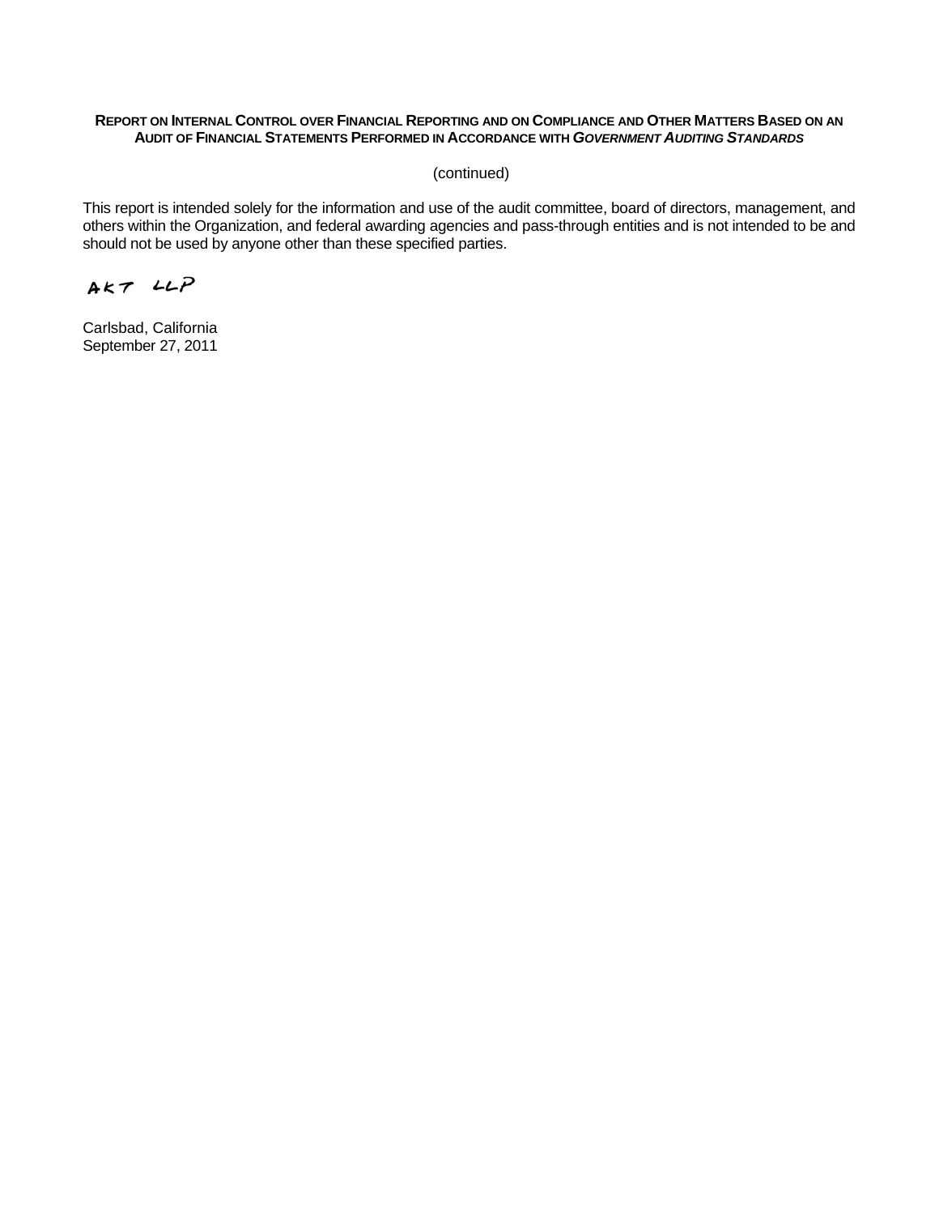**REPORT ON INTERNAL CONTROL OVER FINANCIAL REPORTING AND ON COMPLIANCE AND OTHER MATTERS BASED ON AN AUDIT OF FINANCIAL STATEMENTS PERFORMED IN ACCORDANCE WITH *GOVERNMENT AUDITING STANDARDS***

(continued)

This report is intended solely for the information and use of the audit committee, board of directors, management, and others within the Organization, and federal awarding agencies and pass-through entities and is not intended to be and should not be used by anyone other than these specified parties.

AKT LLP

Carlsbad, California
September 27, 2011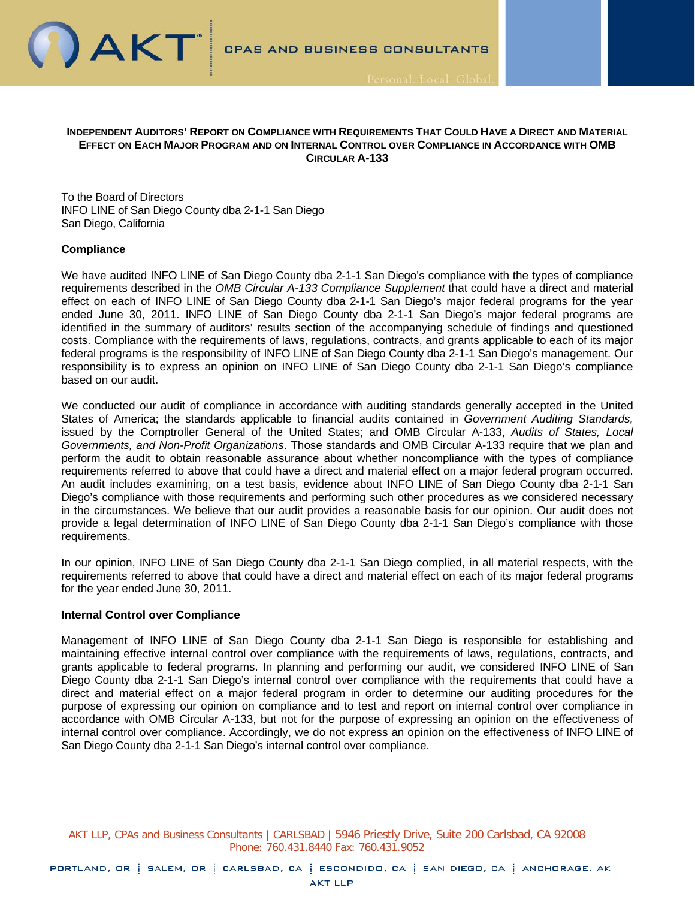## Independent Auditors' Report on Compliance with Requirements That Could Have a Direct and Material Effect on Each Major Program and on Internal Control over Compliance in Accordance with OMB Circular A-133

To the Board of Directors
INFO LINE of San Diego County dba 2-1-1 San Diego
San Diego, California

**Compliance**

We have audited INFO LINE of San Diego County dba 2-1-1 San Diego's compliance with the types of compliance requirements described in the *OMB Circular A-133 Compliance Supplement* that could have a direct and material effect on each of INFO LINE of San Diego County dba 2-1-1 San Diego's major federal programs for the year ended June 30, 2011. INFO LINE of San Diego County dba 2-1-1 San Diego's major federal programs are identified in the summary of auditors' results section of the accompanying schedule of findings and questioned costs. Compliance with the requirements of laws, regulations, contracts, and grants applicable to each of its major federal programs is the responsibility of INFO LINE of San Diego County dba 2-1-1 San Diego's management. Our responsibility is to express an opinion on INFO LINE of San Diego County dba 2-1-1 San Diego's compliance based on our audit.

We conducted our audit of compliance in accordance with auditing standards generally accepted in the United States of America; the standards applicable to financial audits contained in *Government Auditing Standards,* issued by the Comptroller General of the United States; and OMB Circular A-133, *Audits of States, Local Governments, and Non-Profit Organizations*. Those standards and OMB Circular A-133 require that we plan and perform the audit to obtain reasonable assurance about whether noncompliance with the types of compliance requirements referred to above that could have a direct and material effect on a major federal program occurred. An audit includes examining, on a test basis, evidence about INFO LINE of San Diego County dba 2-1-1 San Diego's compliance with those requirements and performing such other procedures as we considered necessary in the circumstances. We believe that our audit provides a reasonable basis for our opinion. Our audit does not provide a legal determination of INFO LINE of San Diego County dba 2-1-1 San Diego's compliance with those requirements.

In our opinion, INFO LINE of San Diego County dba 2-1-1 San Diego complied, in all material respects, with the requirements referred to above that could have a direct and material effect on each of its major federal programs for the year ended June 30, 2011.

**Internal Control over Compliance**

Management of INFO LINE of San Diego County dba 2-1-1 San Diego is responsible for establishing and maintaining effective internal control over compliance with the requirements of laws, regulations, contracts, and grants applicable to federal programs. In planning and performing our audit, we considered INFO LINE of San Diego County dba 2-1-1 San Diego's internal control over compliance with the requirements that could have a direct and material effect on a major federal program in order to determine our auditing procedures for the purpose of expressing our opinion on compliance and to test and report on internal control over compliance in accordance with OMB Circular A-133, but not for the purpose of expressing an opinion on the effectiveness of internal control over compliance. Accordingly, we do not express an opinion on the effectiveness of INFO LINE of San Diego County dba 2-1-1 San Diego's internal control over compliance.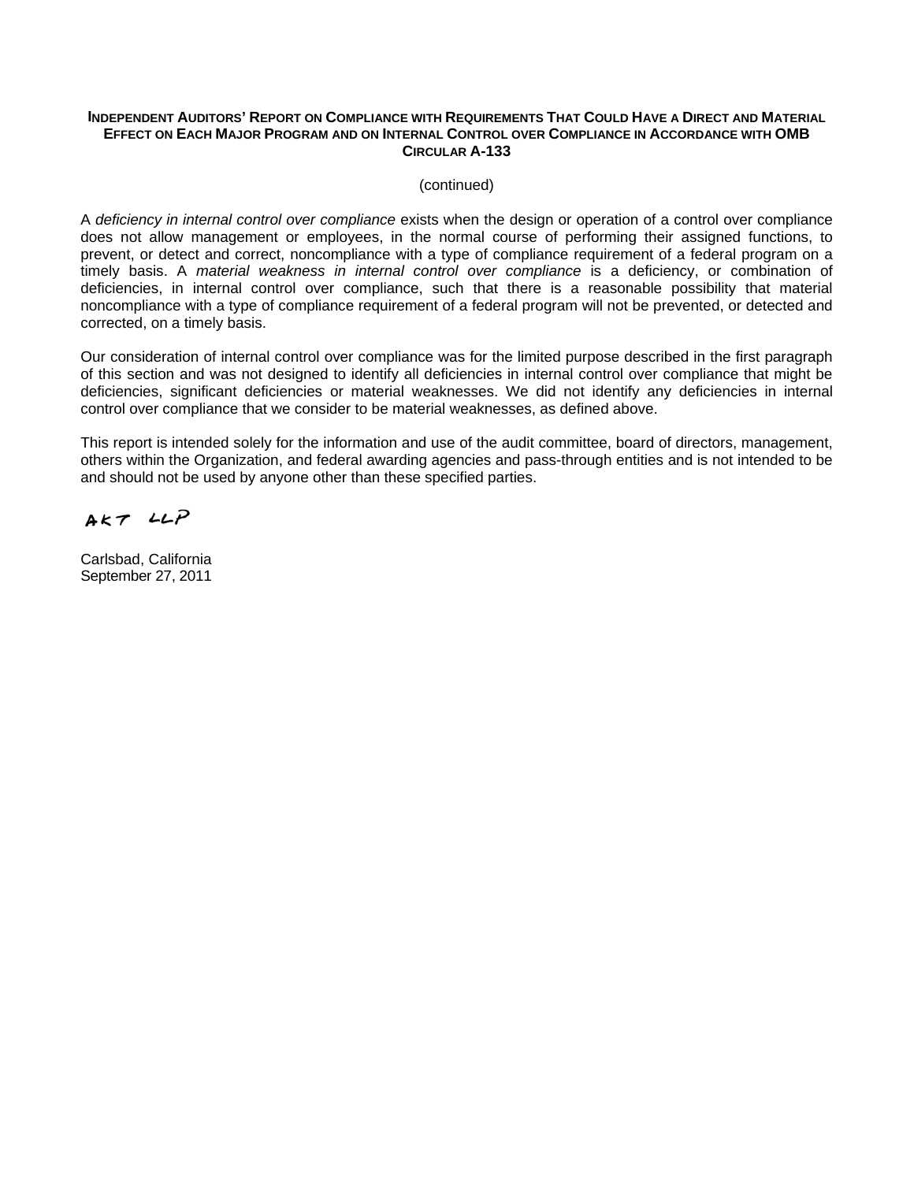**Independent Auditors' Report on Compliance with Requirements That Could Have a Direct and Material Effect on Each Major Program and on Internal Control over Compliance in Accordance with OMB Circular A-133**

(continued)

A *deficiency in internal control over compliance* exists when the design or operation of a control over compliance does not allow management or employees, in the normal course of performing their assigned functions, to prevent, or detect and correct, noncompliance with a type of compliance requirement of a federal program on a timely basis. A *material weakness in internal control over compliance* is a deficiency, or combination of deficiencies, in internal control over compliance, such that there is a reasonable possibility that material noncompliance with a type of compliance requirement of a federal program will not be prevented, or detected and corrected, on a timely basis.

Our consideration of internal control over compliance was for the limited purpose described in the first paragraph of this section and was not designed to identify all deficiencies in internal control over compliance that might be deficiencies, significant deficiencies or material weaknesses. We did not identify any deficiencies in internal control over compliance that we consider to be material weaknesses, as defined above.

This report is intended solely for the information and use of the audit committee, board of directors, management, others within the Organization, and federal awarding agencies and pass-through entities and is not intended to be and should not be used by anyone other than these specified parties.

AKT LLP

Carlsbad, California
September 27, 2011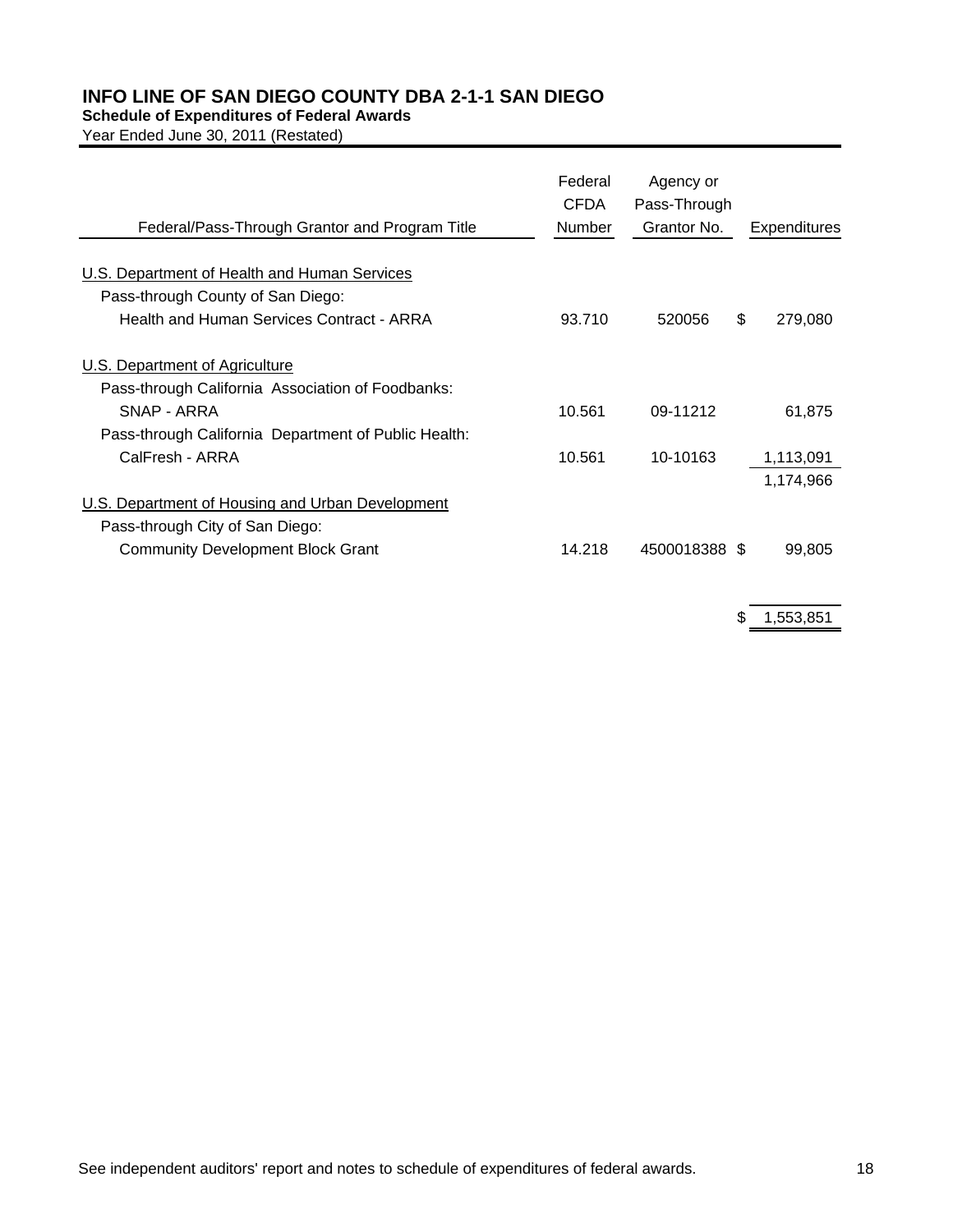# INFO LINE OF SAN DIEGO COUNTY DBA 2-1-1 SAN DIEGO

**Schedule of Expenditures of Federal Awards**

Year Ended June 30, 2011 (Restated)

| Federal/Pass-Through Grantor and Program Title | Federal CFDA Number | Agency or Pass-Through Grantor No. | Expenditures |
|---|---|---|---|
| U.S. Department of Health and Human Services | | | |
| Pass-through County of San Diego: | | | |
| Health and Human Services Contract - ARRA | 93.710 | 520056 | $ 279,080 |
| U.S. Department of Agriculture | | | |
| Pass-through California Association of Foodbanks: | | | |
| SNAP - ARRA | 10.561 | 09-11212 | 61,875 |
| Pass-through California Department of Public Health: | | | |
| CalFresh - ARRA | 10.561 | 10-10163 | 1,113,091 |
| | | | 1,174,966 |
| U.S. Department of Housing and Urban Development | | | |
| Pass-through City of San Diego: | | | |
| Community Development Block Grant | 14.218 | 4500018388 | $ 99,805 |
| | | | $ 1,553,851 |

See independent auditors' report and notes to schedule of expenditures of federal awards.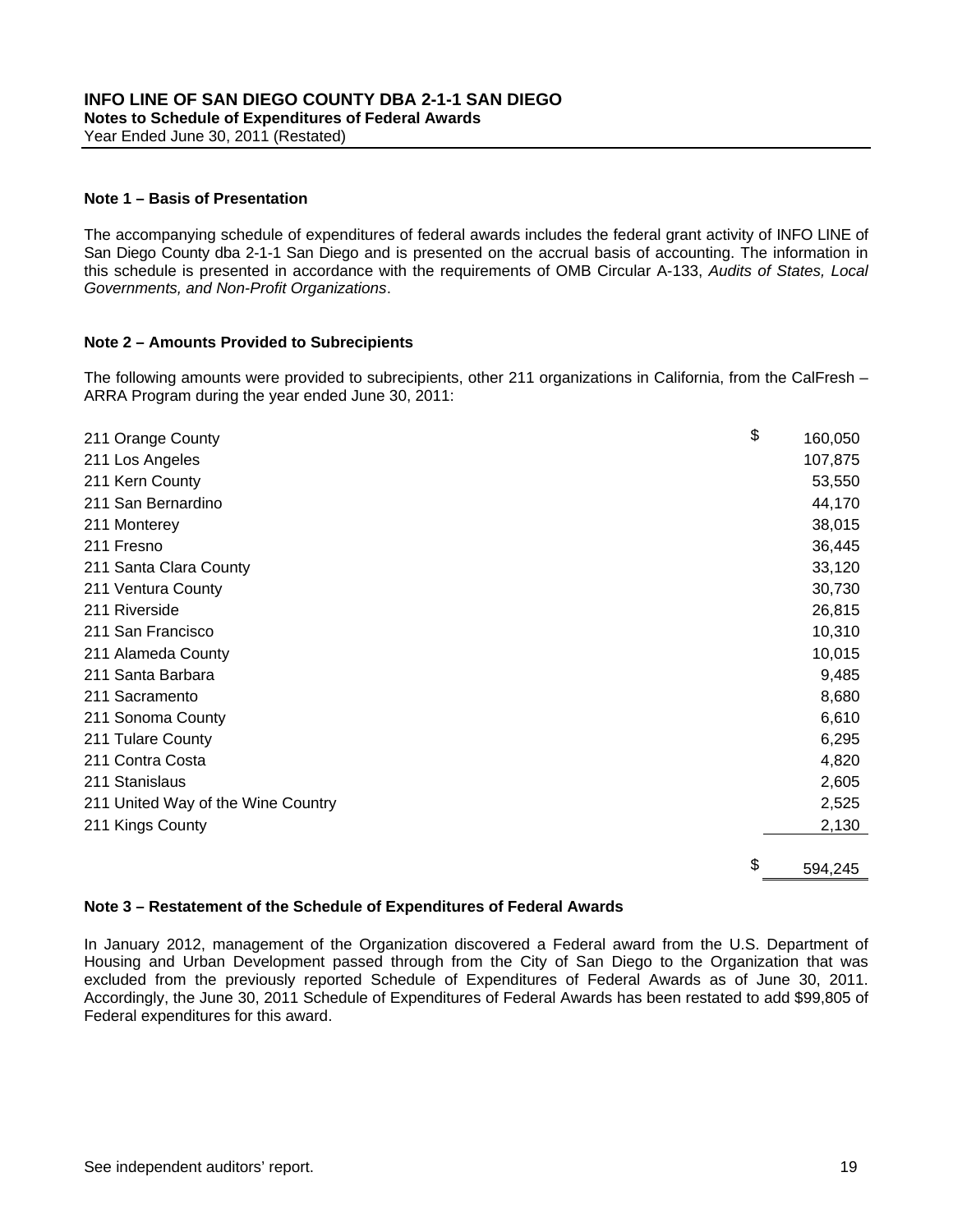# INFO LINE OF SAN DIEGO COUNTY DBA 2-1-1 SAN DIEGO

**Notes to Schedule of Expenditures of Federal Awards**

Year Ended June 30, 2011 (Restated)

## Note 1 – Basis of Presentation

The accompanying schedule of expenditures of federal awards includes the federal grant activity of INFO LINE of San Diego County dba 2-1-1 San Diego and is presented on the accrual basis of accounting. The information in this schedule is presented in accordance with the requirements of OMB Circular A-133, *Audits of States, Local Governments, and Non-Profit Organizations*.

## Note 2 – Amounts Provided to Subrecipients

The following amounts were provided to subrecipients, other 211 organizations in California, from the CalFresh – ARRA Program during the year ended June 30, 2011:

| | |
|---|---|
| 211 Orange County | $ 160,050 |
| 211 Los Angeles | 107,875 |
| 211 Kern County | 53,550 |
| 211 San Bernardino | 44,170 |
| 211 Monterey | 38,015 |
| 211 Fresno | 36,445 |
| 211 Santa Clara County | 33,120 |
| 211 Ventura County | 30,730 |
| 211 Riverside | 26,815 |
| 211 San Francisco | 10,310 |
| 211 Alameda County | 10,015 |
| 211 Santa Barbara | 9,485 |
| 211 Sacramento | 8,680 |
| 211 Sonoma County | 6,610 |
| 211 Tulare County | 6,295 |
| 211 Contra Costa | 4,820 |
| 211 Stanislaus | 2,605 |
| 211 United Way of the Wine Country | 2,525 |
| 211 Kings County | 2,130 |
| | $ 594,245 |

## Note 3 – Restatement of the Schedule of Expenditures of Federal Awards

In January 2012, management of the Organization discovered a Federal award from the U.S. Department of Housing and Urban Development passed through from the City of San Diego to the Organization that was excluded from the previously reported Schedule of Expenditures of Federal Awards as of June 30, 2011. Accordingly, the June 30, 2011 Schedule of Expenditures of Federal Awards has been restated to add $99,805 of Federal expenditures for this award.

See independent auditors' report.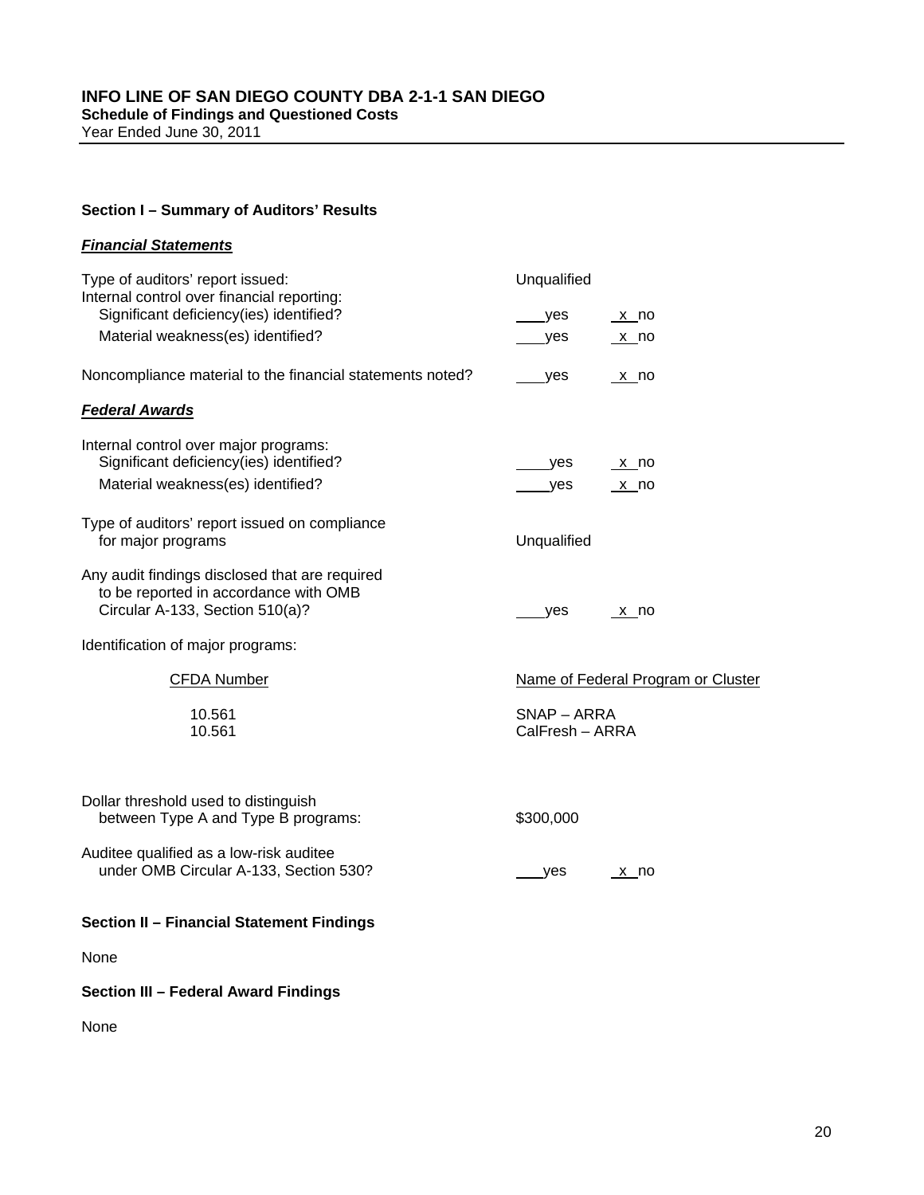# INFO LINE OF SAN DIEGO COUNTY DBA 2-1-1 SAN DIEGO

**Schedule of Findings and Questioned Costs**

Year Ended June 30, 2011

## Section I – Summary of Auditors' Results

***Financial Statements***

| | |
|---|---|
| Type of auditors' report issued: | Unqualified |
| Internal control over financial reporting: | |
| Significant deficiency(ies) identified? | ___yes  x no |
| Material weakness(es) identified? | ___yes  x no |
| Noncompliance material to the financial statements noted? | ___yes  x no |

***Federal Awards***

| | |
|---|---|
| Internal control over major programs: | |
| Significant deficiency(ies) identified? | ___yes  x no |
| Material weakness(es) identified? | ___yes  x no |
| Type of auditors' report issued on compliance for major programs | Unqualified |
| Any audit findings disclosed that are required to be reported in accordance with OMB Circular A-133, Section 510(a)? | ___yes  x no |

Identification of major programs:

| CFDA Number | Name of Federal Program or Cluster |
|---|---|
| 10.561 | SNAP – ARRA |
| 10.561 | CalFresh – ARRA |

| | |
|---|---|
| Dollar threshold used to distinguish between Type A and Type B programs: | $300,000 |
| Auditee qualified as a low-risk auditee under OMB Circular A-133, Section 530? | ___yes  x no |

## Section II – Financial Statement Findings

None

## Section III – Federal Award Findings

None